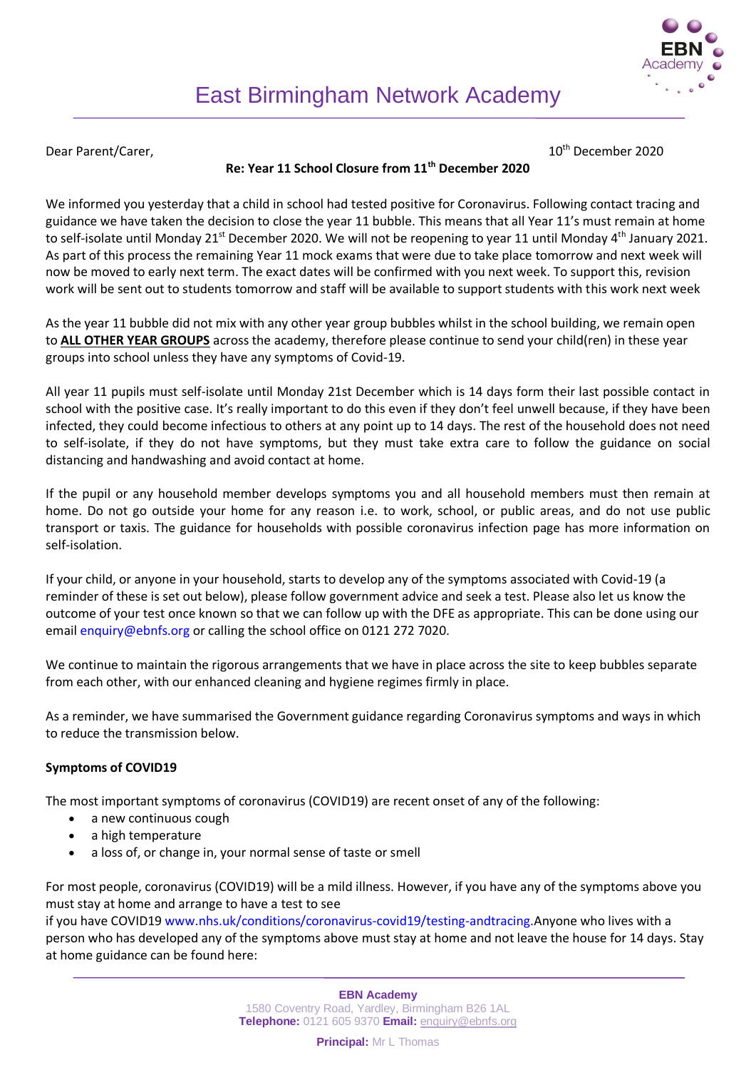# East Birmingham Network Academy

Dear Parent/Carer,

10th December 2020

**Re: Year 11 School Closure from 11th December 2020**

We informed you yesterday that a child in school had tested positive for Coronavirus. Following contact tracing and guidance we have taken the decision to close the year 11 bubble. This means that all Year 11's must remain at home to self-isolate until Monday 21st December 2020. We will not be reopening to year 11 until Monday 4th January 2021. As part of this process the remaining Year 11 mock exams that were due to take place tomorrow and next week will now be moved to early next term. The exact dates will be confirmed with you next week. To support this, revision work will be sent out to students tomorrow and staff will be available to support students with this work next week

As the year 11 bubble did not mix with any other year group bubbles whilst in the school building, we remain open to <u>**ALL OTHER YEAR GROUPS**</u> across the academy, therefore please continue to send your child(ren) in these year groups into school unless they have any symptoms of Covid-19.

All year 11 pupils must self-isolate until Monday 21st December which is 14 days form their last possible contact in school with the positive case. It's really important to do this even if they don't feel unwell because, if they have been infected, they could become infectious to others at any point up to 14 days. The rest of the household does not need to self-isolate, if they do not have symptoms, but they must take extra care to follow the guidance on social distancing and handwashing and avoid contact at home.

If the pupil or any household member develops symptoms you and all household members must then remain at home. Do not go outside your home for any reason i.e. to work, school, or public areas, and do not use public transport or taxis. The guidance for households with possible coronavirus infection page has more information on self-isolation.

If your child, or anyone in your household, starts to develop any of the symptoms associated with Covid-19 (a reminder of these is set out below), please follow government advice and seek a test. Please also let us know the outcome of your test once known so that we can follow up with the DFE as appropriate. This can be done using our email enquiry@ebnfs.org or calling the school office on 0121 272 7020.

We continue to maintain the rigorous arrangements that we have in place across the site to keep bubbles separate from each other, with our enhanced cleaning and hygiene regimes firmly in place.

As a reminder, we have summarised the Government guidance regarding Coronavirus symptoms and ways in which to reduce the transmission below.

**Symptoms of COVID19**

The most important symptoms of coronavirus (COVID19) are recent onset of any of the following:

- a new continuous cough
- a high temperature
- a loss of, or change in, your normal sense of taste or smell

For most people, coronavirus (COVID19) will be a mild illness. However, if you have any of the symptoms above you must stay at home and arrange to have a test to see if you have COVID19 www.nhs.uk/conditions/coronavirus-covid19/testing-andtracing.Anyone who lives with a person who has developed any of the symptoms above must stay at home and not leave the house for 14 days. Stay at home guidance can be found here:

**EBN Academy**
1580 Coventry Road, Yardley, Birmingham B26 1AL
**Telephone:** 0121 605 9370 **Email:** enquiry@ebnfs.org

**Principal:** Mr L Thomas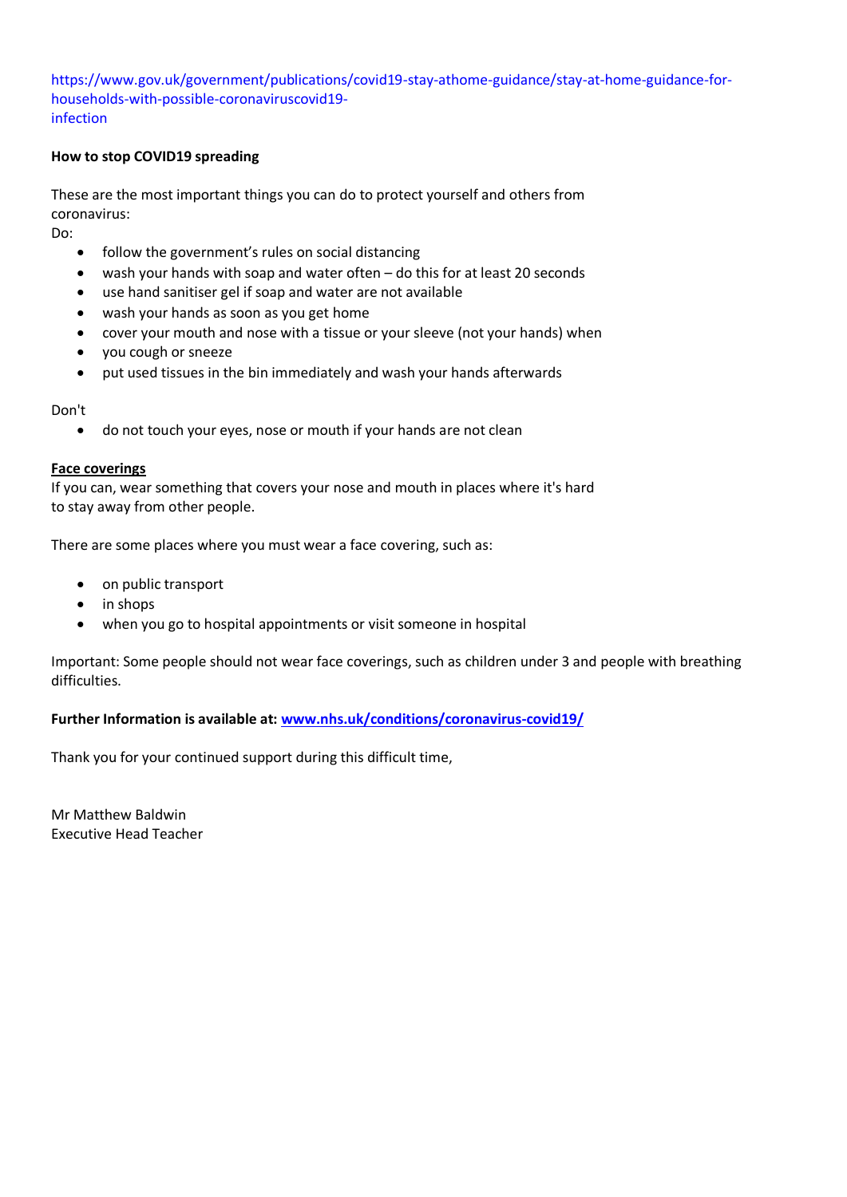https://www.gov.uk/government/publications/covid19-stay-athome-guidance/stay-at-home-guidance-for-households-with-possible-coronaviruscovid19-infection

**How to stop COVID19 spreading**

These are the most important things you can do to protect yourself and others from coronavirus:

Do:

- follow the government's rules on social distancing
- wash your hands with soap and water often – do this for at least 20 seconds
- use hand sanitiser gel if soap and water are not available
- wash your hands as soon as you get home
- cover your mouth and nose with a tissue or your sleeve (not your hands) when
- you cough or sneeze
- put used tissues in the bin immediately and wash your hands afterwards

Don't

- do not touch your eyes, nose or mouth if your hands are not clean

**Face coverings**

If you can, wear something that covers your nose and mouth in places where it's hard to stay away from other people.

There are some places where you must wear a face covering, such as:

- on public transport
- in shops
- when you go to hospital appointments or visit someone in hospital

Important: Some people should not wear face coverings, such as children under 3 and people with breathing difficulties.

**Further Information is available at: [www.nhs.uk/conditions/coronavirus-covid19/](www.nhs.uk/conditions/coronavirus-covid19/)**

Thank you for your continued support during this difficult time,

Mr Matthew Baldwin
Executive Head Teacher